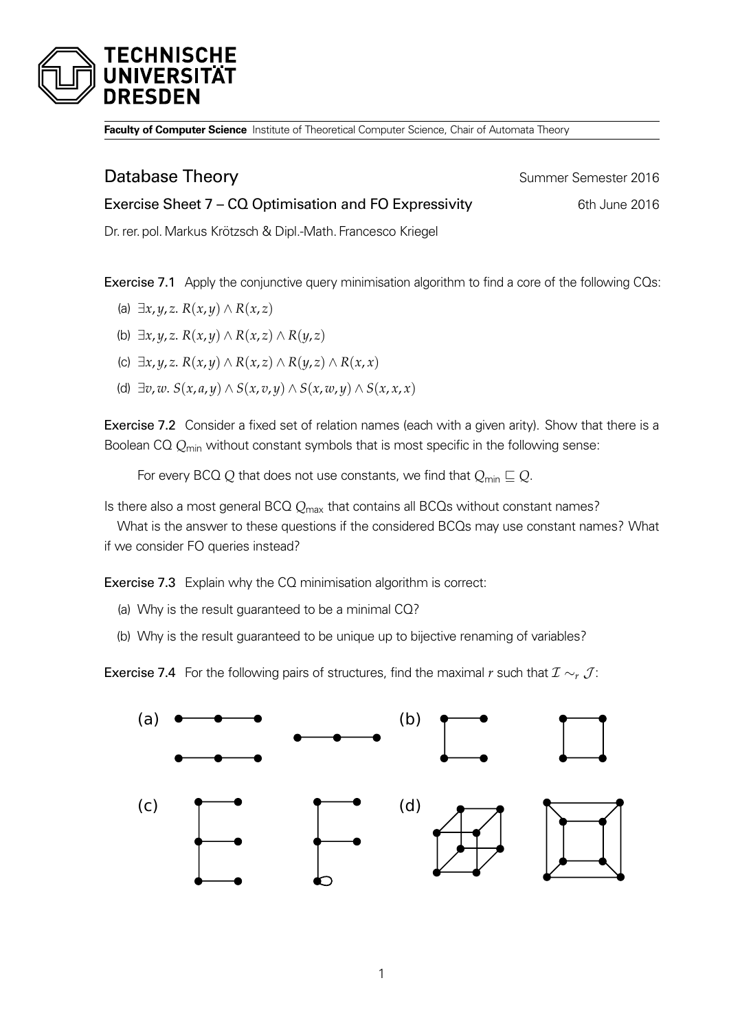**Faculty of Computer Science** Institute of Theoretical Computer Science, Chair of Automata Theory

# Database Theory

Summer Semester 2016

## Exercise Sheet 7 – CQ Optimisation and FO Expressivity

6th June 2016

Dr. rer. pol. Markus Krötzsch & Dipl.-Math. Francesco Kriegel

**Exercise 7.1** Apply the conjunctive query minimisation algorithm to find a core of the following CQs:

(a) $\exists x, y, z.\ R(x, y) \wedge R(x, z)$

(b) $\exists x, y, z.\ R(x, y) \wedge R(x, z) \wedge R(y, z)$

(c) $\exists x, y, z.\ R(x, y) \wedge R(x, z) \wedge R(y, z) \wedge R(x, x)$

(d) $\exists v, w.\ S(x, a, y) \wedge S(x, v, y) \wedge S(x, w, y) \wedge S(x, x, x)$

**Exercise 7.2** Consider a fixed set of relation names (each with a given arity). Show that there is a Boolean CQ $Q_{\text{min}}$ without constant symbols that is most specific in the following sense:

For every BCQ $Q$ that does not use constants, we find that $Q_{\text{min}} \sqsubseteq Q$.

Is there also a most general BCQ $Q_{\text{max}}$ that contains all BCQs without constant names?

What is the answer to these questions if the considered BCQs may use constant names? What if we consider FO queries instead?

**Exercise 7.3** Explain why the CQ minimisation algorithm is correct:

(a) Why is the result guaranteed to be a minimal CQ?

(b) Why is the result guaranteed to be unique up to bijective renaming of variables?

**Exercise 7.4** For the following pairs of structures, find the maximal $r$ such that $\mathcal{I} \sim_r \mathcal{J}$:

(a)

(b)

(c)

(d)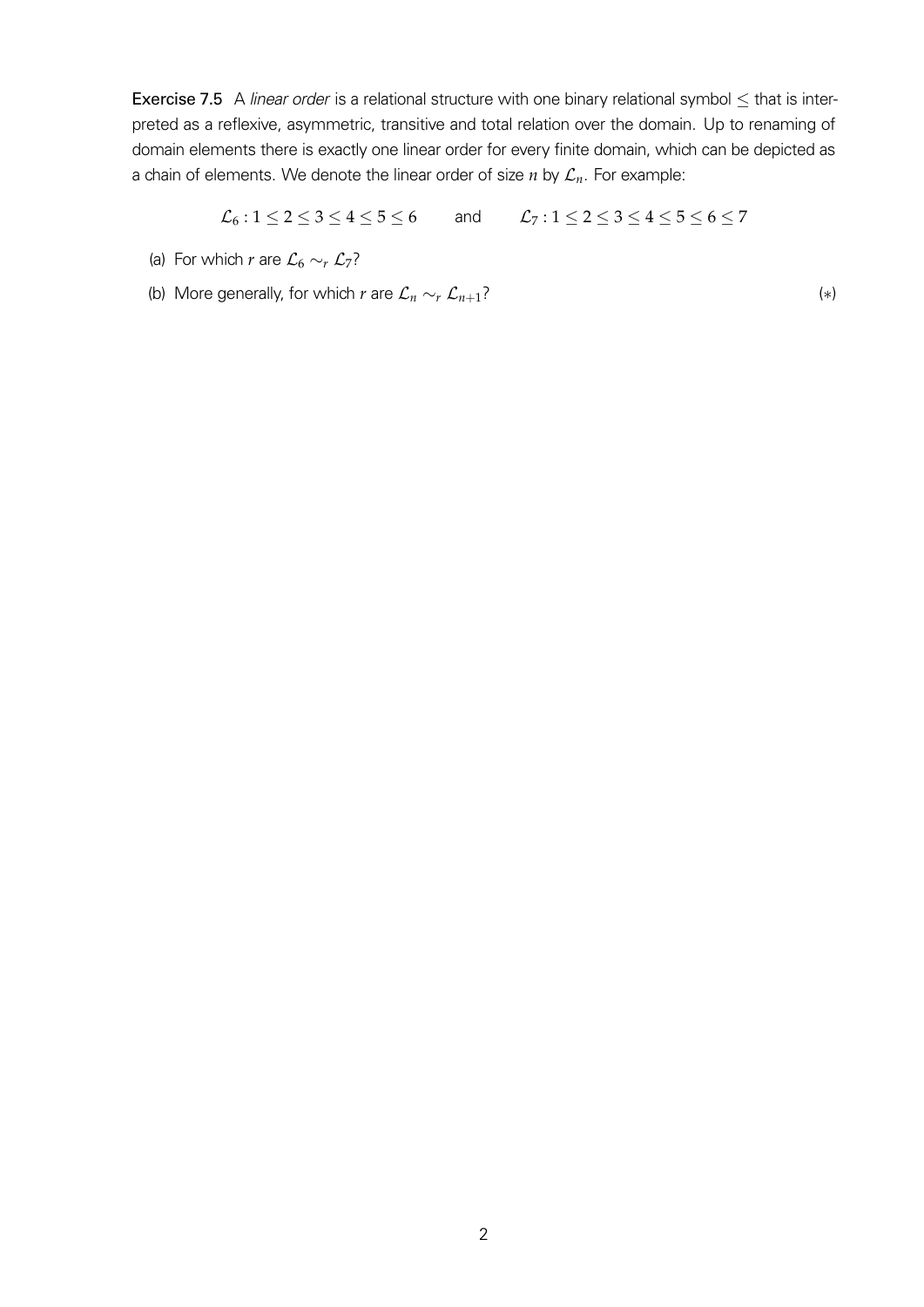**Exercise 7.5** A *linear order* is a relational structure with one binary relational symbol $\leq$ that is interpreted as a reflexive, asymmetric, transitive and total relation over the domain. Up to renaming of domain elements there is exactly one linear order for every finite domain, which can be depicted as a chain of elements. We denote the linear order of size $n$ by $\mathcal{L}_n$. For example:

$$\mathcal{L}_6 : 1 \leq 2 \leq 3 \leq 4 \leq 5 \leq 6 \qquad \text{and} \qquad \mathcal{L}_7 : 1 \leq 2 \leq 3 \leq 4 \leq 5 \leq 6 \leq 7$$

(a) For which $r$ are $\mathcal{L}_6 \sim_r \mathcal{L}_7$?

(b) More generally, for which $r$ are $\mathcal{L}_n \sim_r \mathcal{L}_{n+1}$? (∗)